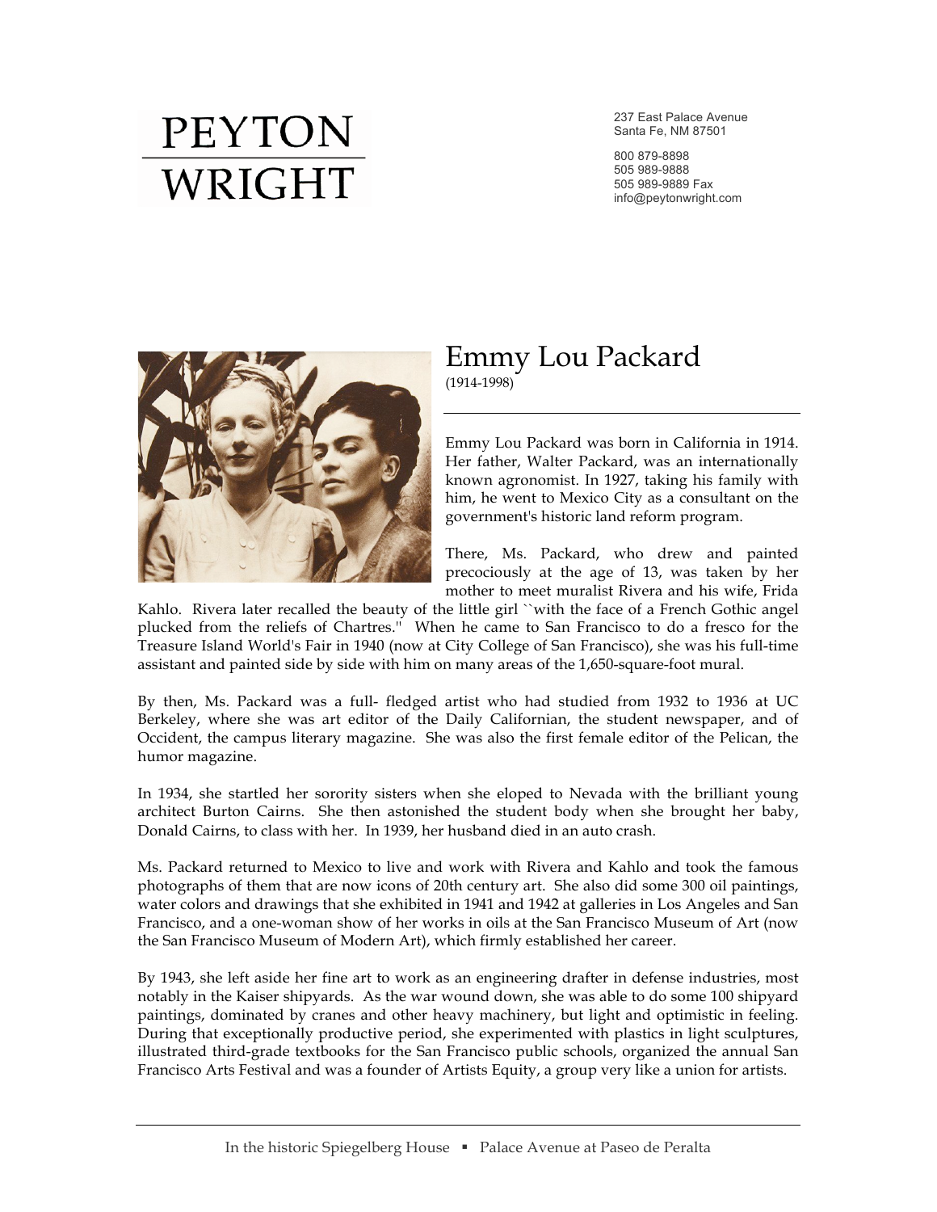# PEYTON WRIGHT

237 East Palace Avenue
Santa Fe, NM 87501

800 879-8898
505 989-9888
505 989-9889 Fax
info@peytonwright.com

## Emmy Lou Packard

(1914-1998)

Emmy Lou Packard was born in California in 1914. Her father, Walter Packard, was an internationally known agronomist. In 1927, taking his family with him, he went to Mexico City as a consultant on the government's historic land reform program.

There, Ms. Packard, who drew and painted precociously at the age of 13, was taken by her mother to meet muralist Rivera and his wife, Frida Kahlo. Rivera later recalled the beauty of the little girl ``with the face of a French Gothic angel plucked from the reliefs of Chartres.'' When he came to San Francisco to do a fresco for the Treasure Island World's Fair in 1940 (now at City College of San Francisco), she was his full-time assistant and painted side by side with him on many areas of the 1,650-square-foot mural.

By then, Ms. Packard was a full- fledged artist who had studied from 1932 to 1936 at UC Berkeley, where she was art editor of the Daily Californian, the student newspaper, and of Occident, the campus literary magazine. She was also the first female editor of the Pelican, the humor magazine.

In 1934, she startled her sorority sisters when she eloped to Nevada with the brilliant young architect Burton Cairns. She then astonished the student body when she brought her baby, Donald Cairns, to class with her. In 1939, her husband died in an auto crash.

Ms. Packard returned to Mexico to live and work with Rivera and Kahlo and took the famous photographs of them that are now icons of 20th century art. She also did some 300 oil paintings, water colors and drawings that she exhibited in 1941 and 1942 at galleries in Los Angeles and San Francisco, and a one-woman show of her works in oils at the San Francisco Museum of Art (now the San Francisco Museum of Modern Art), which firmly established her career.

By 1943, she left aside her fine art to work as an engineering drafter in defense industries, most notably in the Kaiser shipyards. As the war wound down, she was able to do some 100 shipyard paintings, dominated by cranes and other heavy machinery, but light and optimistic in feeling. During that exceptionally productive period, she experimented with plastics in light sculptures, illustrated third-grade textbooks for the San Francisco public schools, organized the annual San Francisco Arts Festival and was a founder of Artists Equity, a group very like a union for artists.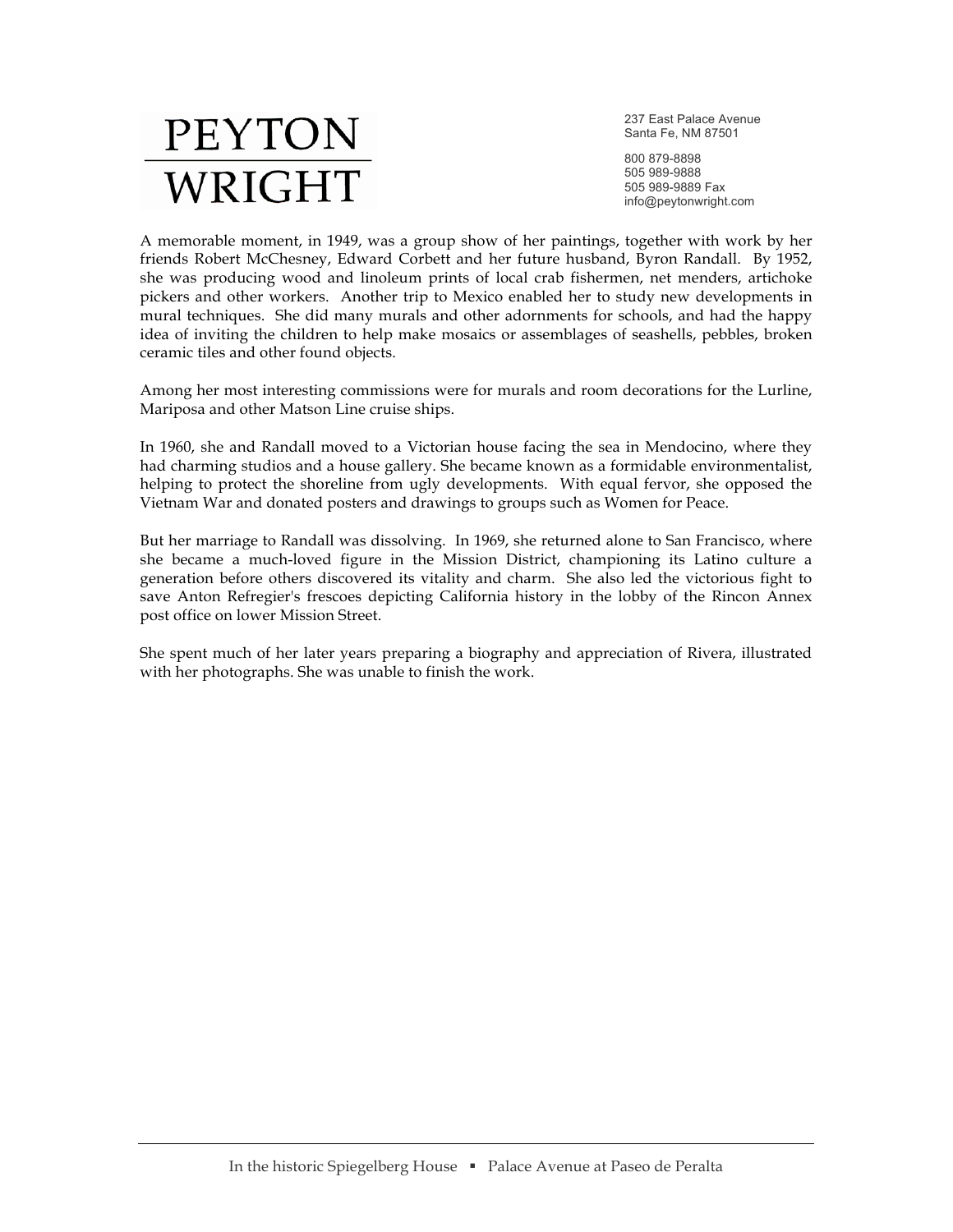A memorable moment, in 1949, was a group show of her paintings, together with work by her friends Robert McChesney, Edward Corbett and her future husband, Byron Randall. By 1952, she was producing wood and linoleum prints of local crab fishermen, net menders, artichoke pickers and other workers. Another trip to Mexico enabled her to study new developments in mural techniques. She did many murals and other adornments for schools, and had the happy idea of inviting the children to help make mosaics or assemblages of seashells, pebbles, broken ceramic tiles and other found objects.

Among her most interesting commissions were for murals and room decorations for the Lurline, Mariposa and other Matson Line cruise ships.

In 1960, she and Randall moved to a Victorian house facing the sea in Mendocino, where they had charming studios and a house gallery. She became known as a formidable environmentalist, helping to protect the shoreline from ugly developments. With equal fervor, she opposed the Vietnam War and donated posters and drawings to groups such as Women for Peace.

But her marriage to Randall was dissolving. In 1969, she returned alone to San Francisco, where she became a much-loved figure in the Mission District, championing its Latino culture a generation before others discovered its vitality and charm. She also led the victorious fight to save Anton Refregier's frescoes depicting California history in the lobby of the Rincon Annex post office on lower Mission Street.

She spent much of her later years preparing a biography and appreciation of Rivera, illustrated with her photographs. She was unable to finish the work.